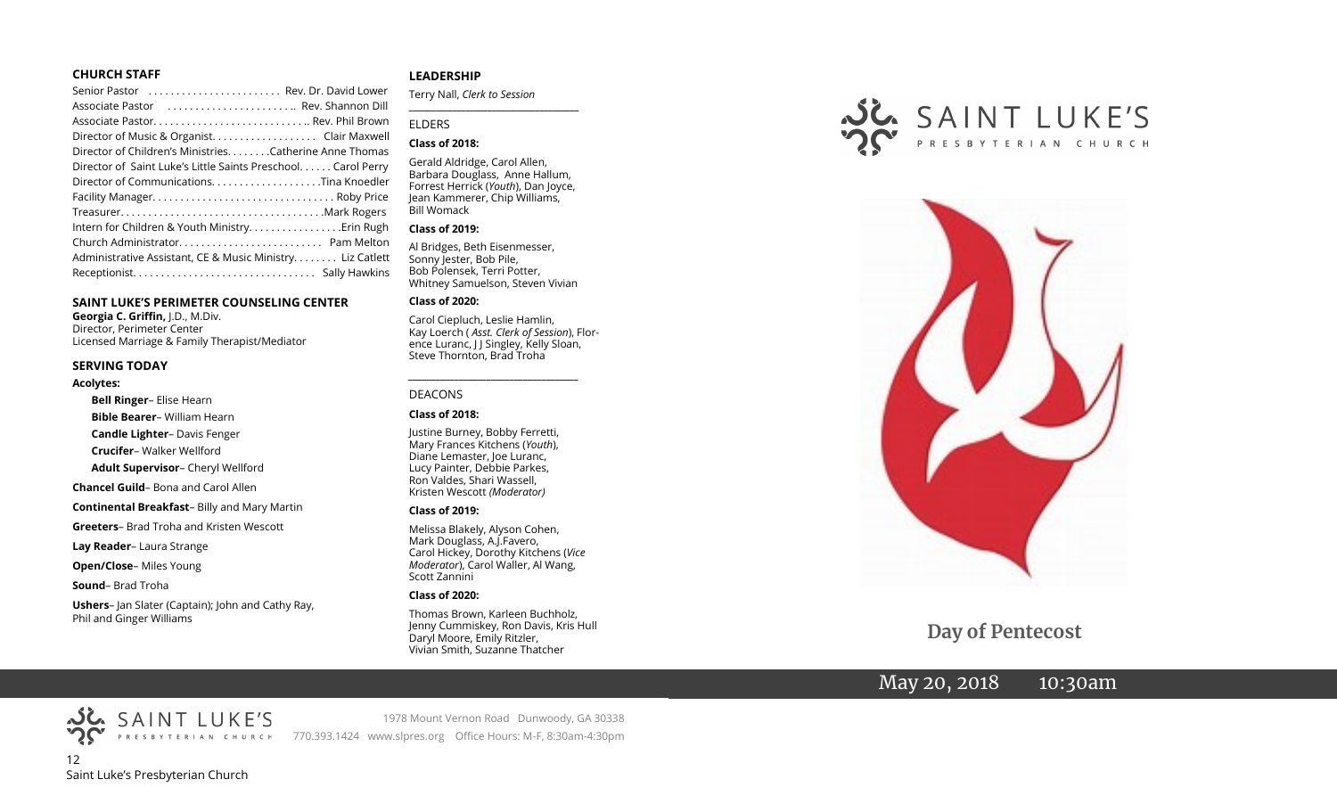## CHURCH STAFF

Senior Pastor . . . . . . . . . . . . . . . . . . . . . . . Rev. Dr. David Lower
Associate Pastor . . . . . . . . . . . . . . . . . . . . . .. Rev. Shannon Dill
Associate Pastor. . . . . . . . . . . . . . . . . . . . . . . . . . .. Rev. Phil Brown
Director of Music & Organist. . . . . . . . . . . . . . . . . . Clair Maxwell
Director of Children's Ministries. . . . . . . .Catherine Anne Thomas
Director of Saint Luke's Little Saints Preschool. . . . . . Carol Perry
Director of Communications. . . . . . . . . . . . . . . . . . . .Tina Knoedler
Facility Manager. . . . . . . . . . . . . . . . . . . . . . . . . . . . . . . . Roby Price
Treasurer. . . . . . . . . . . . . . . . . . . . . . . . . . . . . . . . . . . .Mark Rogers
Intern for Children & Youth Ministry. . . . . . . . . . . . . . . . .Erin Rugh
Church Administrator. . . . . . . . . . . . . . . . . . . . . . . . . Pam Melton
Administrative Assistant, CE & Music Ministry. . . . . . . . Liz Catlett
Receptionist. . . . . . . . . . . . . . . . . . . . . . . . . . . . . . . . Sally Hawkins

## SAINT LUKE'S PERIMETER COUNSELING CENTER

**Georgia C. Griffin,** J.D., M.Div.
Director, Perimeter Center
Licensed Marriage & Family Therapist/Mediator

## SERVING TODAY

**Acolytes:**

**Bell Ringer**– Elise Hearn
**Bible Bearer**– William Hearn
**Candle Lighter**– Davis Fenger
**Crucifer**– Walker Wellford
**Adult Supervisor**– Cheryl Wellford

**Chancel Guild**– Bona and Carol Allen

**Continental Breakfast**– Billy and Mary Martin

**Greeters**– Brad Troha and Kristen Wescott

**Lay Reader**– Laura Strange

**Open/Close**– Miles Young

**Sound**– Brad Troha

**Ushers**– Jan Slater (Captain); John and Cathy Ray, Phil and Ginger Williams

## LEADERSHIP

Terry Nall, *Clerk to Session*

### ELDERS

**Class of 2018:**

Gerald Aldridge, Carol Allen, Barbara Douglass, Anne Hallum, Forrest Herrick (*Youth*), Dan Joyce, Jean Kammerer, Chip Williams, Bill Womack

**Class of 2019:**

Al Bridges, Beth Eisenmesser, Sonny Jester, Bob Pile, Bob Polensek, Terri Potter, Whitney Samuelson, Steven Vivian

**Class of 2020:**

Carol Ciepluch, Leslie Hamlin, Kay Loerch ( *Asst. Clerk of Session*), Florence Luranc, J J Singley, Kelly Sloan, Steve Thornton, Brad Troha

### DEACONS

**Class of 2018:**

Justine Burney, Bobby Ferretti, Mary Frances Kitchens (*Youth*), Diane Lemaster, Joe Luranc, Lucy Painter, Debbie Parkes, Ron Valdes, Shari Wassell, Kristen Wescott *(Moderator)*

**Class of 2019:**

Melissa Blakely, Alyson Cohen, Mark Douglass, A.J.Favero, Carol Hickey, Dorothy Kitchens (*Vice Moderator*), Carol Waller, Al Wang, Scott Zannini

**Class of 2020:**

Thomas Brown, Karleen Buchholz, Jenny Cummiskey, Ron Davis, Kris Hull Daryl Moore, Emily Ritzler, Vivian Smith, Suzanne Thatcher

SAINT LUKE'S PRESBYTERIAN CHURCH
1978 Mount Vernon Road Dunwoody, GA 30338
770.393.1424 www.slpres.org Office Hours: M-F, 8:30am-4:30pm

# SAINT LUKE'S
PRESBYTERIAN CHURCH

## Day of Pentecost

May 20, 2018 10:30am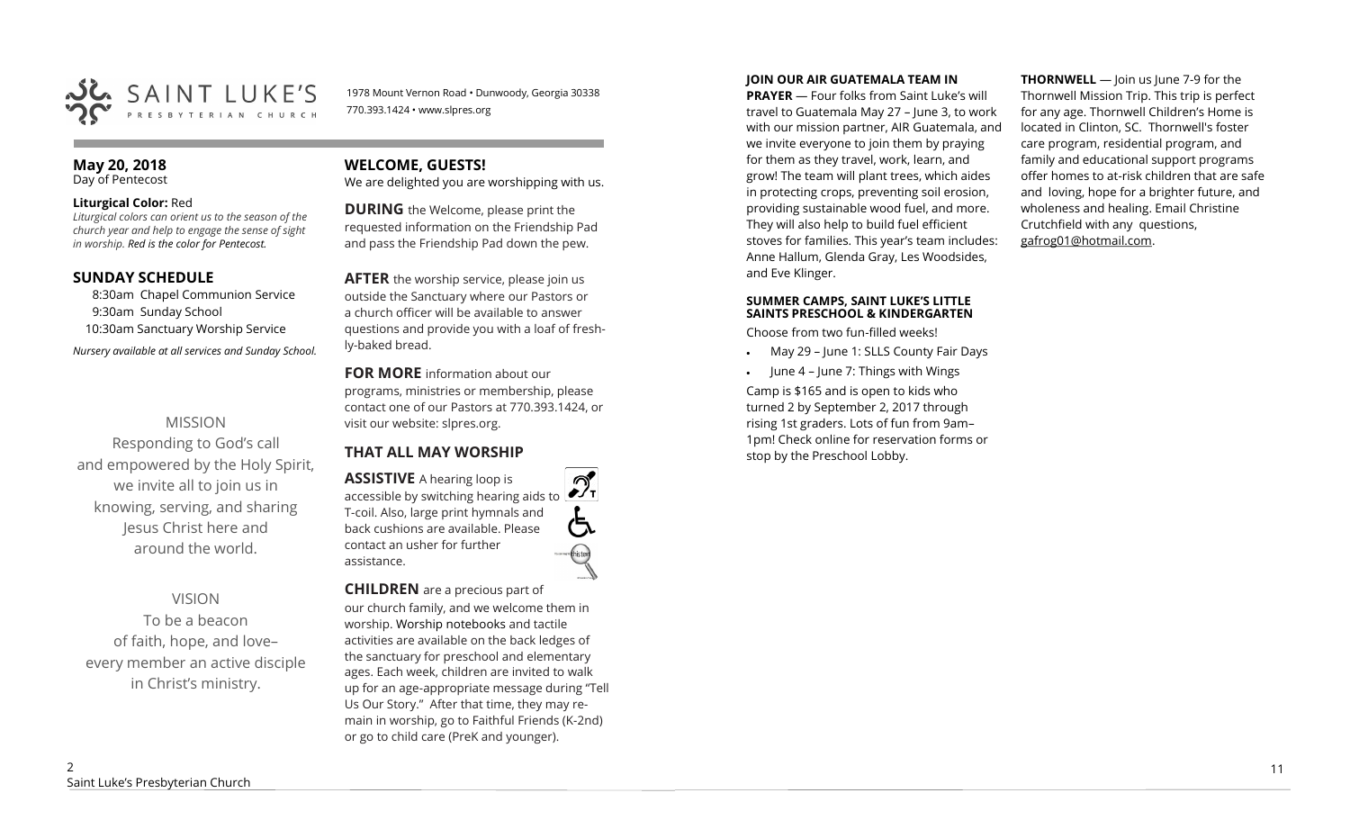SAINT LUKE'S PRESBYTERIAN CHURCH

1978 Mount Vernon Road • Dunwoody, Georgia 30338
770.393.1424 • www.slpres.org

**May 20, 2018**
Day of Pentecost

**Liturgical Color:** Red
*Liturgical colors can orient us to the season of the church year and help to engage the sense of sight in worship. Red is the color for Pentecost.*

## SUNDAY SCHEDULE

8:30am Chapel Communion Service
9:30am Sunday School
10:30am Sanctuary Worship Service

*Nursery available at all services and Sunday School.*

MISSION
Responding to God's call and empowered by the Holy Spirit, we invite all to join us in knowing, serving, and sharing Jesus Christ here and around the world.

VISION
To be a beacon of faith, hope, and love– every member an active disciple in Christ's ministry.

## WELCOME, GUESTS!

We are delighted you are worshipping with us.

**DURING** the Welcome, please print the requested information on the Friendship Pad and pass the Friendship Pad down the pew.

**AFTER** the worship service, please join us outside the Sanctuary where our Pastors or a church officer will be available to answer questions and provide you with a loaf of freshly-baked bread.

**FOR MORE** information about our programs, ministries or membership, please contact one of our Pastors at 770.393.1424, or visit our website: slpres.org.

## THAT ALL MAY WORSHIP

**ASSISTIVE** A hearing loop is accessible by switching hearing aids to T-coil. Also, large print hymnals and back cushions are available. Please contact an usher for further assistance.

**CHILDREN** are a precious part of our church family, and we welcome them in worship. Worship notebooks and tactile activities are available on the back ledges of the sanctuary for preschool and elementary ages. Each week, children are invited to walk up for an age-appropriate message during "Tell Us Our Story." After that time, they may remain in worship, go to Faithful Friends (K-2nd) or go to child care (PreK and younger).

**JOIN OUR AIR GUATEMALA TEAM IN PRAYER** — Four folks from Saint Luke's will travel to Guatemala May 27 – June 3, to work with our mission partner, AIR Guatemala, and we invite everyone to join them by praying for them as they travel, work, learn, and grow! The team will plant trees, which aides in protecting crops, preventing soil erosion, providing sustainable wood fuel, and more. They will also help to build fuel efficient stoves for families. This year's team includes: Anne Hallum, Glenda Gray, Les Woodsides, and Eve Klinger.

**SUMMER CAMPS, SAINT LUKE'S LITTLE SAINTS PRESCHOOL & KINDERGARTEN**

Choose from two fun-filled weeks!

- May 29 – June 1: SLLS County Fair Days
- June 4 – June 7: Things with Wings

Camp is $165 and is open to kids who turned 2 by September 2, 2017 through rising 1st graders. Lots of fun from 9am–1pm! Check online for reservation forms or stop by the Preschool Lobby.

**THORNWELL** — Join us June 7-9 for the Thornwell Mission Trip. This trip is perfect for any age. Thornwell Children's Home is located in Clinton, SC. Thornwell's foster care program, residential program, and family and educational support programs offer homes to at-risk children that are safe and loving, hope for a brighter future, and wholeness and healing. Email Christine Crutchfield with any questions, gafrog01@hotmail.com.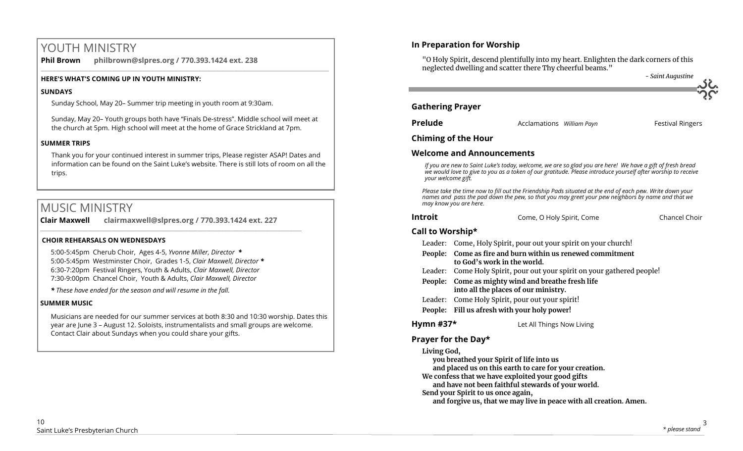# YOUTH MINISTRY

**Phil Brown philbrown@slpres.org / 770.393.1424 ext. 238**

**HERE'S WHAT'S COMING UP IN YOUTH MINISTRY:**

**SUNDAYS**

Sunday School, May 20– Summer trip meeting in youth room at 9:30am.

Sunday, May 20– Youth groups both have "Finals De-stress". Middle school will meet at the church at 5pm. High school will meet at the home of Grace Strickland at 7pm.

**SUMMER TRIPS**

Thank you for your continued interest in summer trips, Please register ASAP! Dates and information can be found on the Saint Luke's website. There is still lots of room on all the trips.

# MUSIC MINISTRY

**Clair Maxwell clairmaxwell@slpres.org / 770.393.1424 ext. 227**

**CHOIR REHEARSALS ON WEDNESDAYS**

5:00-5:45pm Cherub Choir, Ages 4-5, *Yvonne Miller, Director* **\***
5:00-5:45pm Westminster Choir, Grades 1-5, *Clair Maxwell, Director* **\***
6:30-7:20pm Festival Ringers, Youth & Adults, *Clair Maxwell, Director*
7:30-9:00pm Chancel Choir, Youth & Adults, *Clair Maxwell, Director*

***** *These have ended for the season and will resume in the fall.*

**SUMMER MUSIC**

Musicians are needed for our summer services at both 8:30 and 10:30 worship. Dates this year are June 3 – August 12. Soloists, instrumentalists and small groups are welcome. Contact Clair about Sundays when you could share your gifts.

## In Preparation for Worship

"O Holy Spirit, descend plentifully into my heart. Enlighten the dark corners of this neglected dwelling and scatter there Thy cheerful beams."

*- Saint Augustine*

## Gathering Prayer

**Prelude** Acclamations *William Payn* Festival Ringers

**Chiming of the Hour**

**Welcome and Announcements**

*If you are new to Saint Luke's today, welcome, we are so glad you are here! We have a gift of fresh bread we would love to give to you as a token of our gratitude. Please introduce yourself after worship to receive your welcome gift.*

*Please take the time now to fill out the Friendship Pads situated at the end of each pew. Write down your names and pass the pad down the pew, so that you may greet your pew neighbors by name and that we may know you are here.*

**Introit** Come, O Holy Spirit, Come Chancel Choir

**Call to Worship***

Leader: Come, Holy Spirit, pour out your spirit on your church!
**People: Come as fire and burn within us renewed commitment to God's work in the world.**
Leader: Come Holy Spirit, pour out your spirit on your gathered people!
**People: Come as mighty wind and breathe fresh life into all the places of our ministry.**
Leader: Come Holy Spirit, pour out your spirit!
**People: Fill us afresh with your holy power!**

**Hymn #37*** Let All Things Now Living

**Prayer for the Day***

**Living God,**
**you breathed your Spirit of life into us**
**and placed us on this earth to care for your creation.**
**We confess that we have exploited your good gifts**
**and have not been faithful stewards of your world.**
**Send your Spirit to us once again,**
**and forgive us, that we may live in peace with all creation. Amen.**

*\* please stand*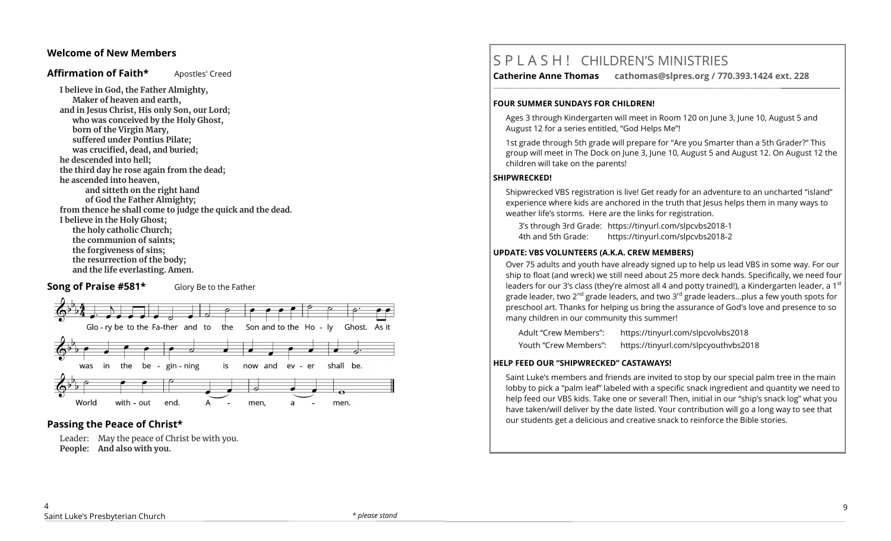**Welcome of New Members**

**Affirmation of Faith*** Apostles' Creed

**I believe in God, the Father Almighty,**
**Maker of heaven and earth,**
**and in Jesus Christ, His only Son, our Lord;**
**who was conceived by the Holy Ghost,**
**born of the Virgin Mary,**
**suffered under Pontius Pilate;**
**was crucified, dead, and buried;**
**he descended into hell;**
**the third day he rose again from the dead;**
**he ascended into heaven,**
**and sitteth on the right hand**
**of God the Father Almighty;**
**from thence he shall come to judge the quick and the dead.**
**I believe in the Holy Ghost;**
**the holy catholic Church;**
**the communion of saints;**
**the forgiveness of sins;**
**the resurrection of the body;**
**and the life everlasting. Amen.**

**Song of Praise #581*** Glory Be to the Father

Glo - ry be to the Fa-ther and to the Son and to the Ho - ly Ghost. As it was in the be - gin - ning is now and ev - er shall be. World with - out end. A - men, a - men.

**Passing the Peace of Christ***

Leader: May the peace of Christ be with you.
**People: And also with you.**

*\* please stand*

# S P L A S H ! CHILDREN'S MINISTRIES

**Catherine Anne Thomas cathomas@slpres.org / 770.393.1424 ext. 228**

**FOUR SUMMER SUNDAYS FOR CHILDREN!**

Ages 3 through Kindergarten will meet in Room 120 on June 3, June 10, August 5 and August 12 for a series entitled, "God Helps Me"!

1st grade through 5th grade will prepare for "Are you Smarter than a 5th Grader?" This group will meet in The Dock on June 3, June 10, August 5 and August 12. On August 12 the children will take on the parents!

**SHIPWRECKED!**

Shipwrecked VBS registration is live! Get ready for an adventure to an uncharted "island" experience where kids are anchored in the truth that Jesus helps them in many ways to weather life's storms. Here are the links for registration.

3's through 3rd Grade: https://tinyurl.com/slpcvbs2018-1
4th and 5th Grade: https://tinyurl.com/slpcvbs2018-2

**UPDATE: VBS VOLUNTEERS (A.K.A. CREW MEMBERS)**

Over 75 adults and youth have already signed up to help us lead VBS in some way. For our ship to float (and wreck) we still need about 25 more deck hands. Specifically, we need four leaders for our 3's class (they're almost all 4 and potty trained!), a Kindergarten leader, a 1st grade leader, two 2nd grade leaders, and two 3rd grade leaders…plus a few youth spots for preschool art. Thanks for helping us bring the assurance of God's love and presence to so many children in our community this summer!

Adult "Crew Members": https://tinyurl.com/slpcvolvbs2018
Youth "Crew Members": https://tinyurl.com/slpcyouthvbs2018

**HELP FEED OUR "SHIPWRECKED" CASTAWAYS!**

Saint Luke's members and friends are invited to stop by our special palm tree in the main lobby to pick a "palm leaf" labeled with a specific snack ingredient and quantity we need to help feed our VBS kids. Take one or several! Then, initial in our "ship's snack log" what you have taken/will deliver by the date listed. Your contribution will go a long way to see that our students get a delicious and creative snack to reinforce the Bible stories.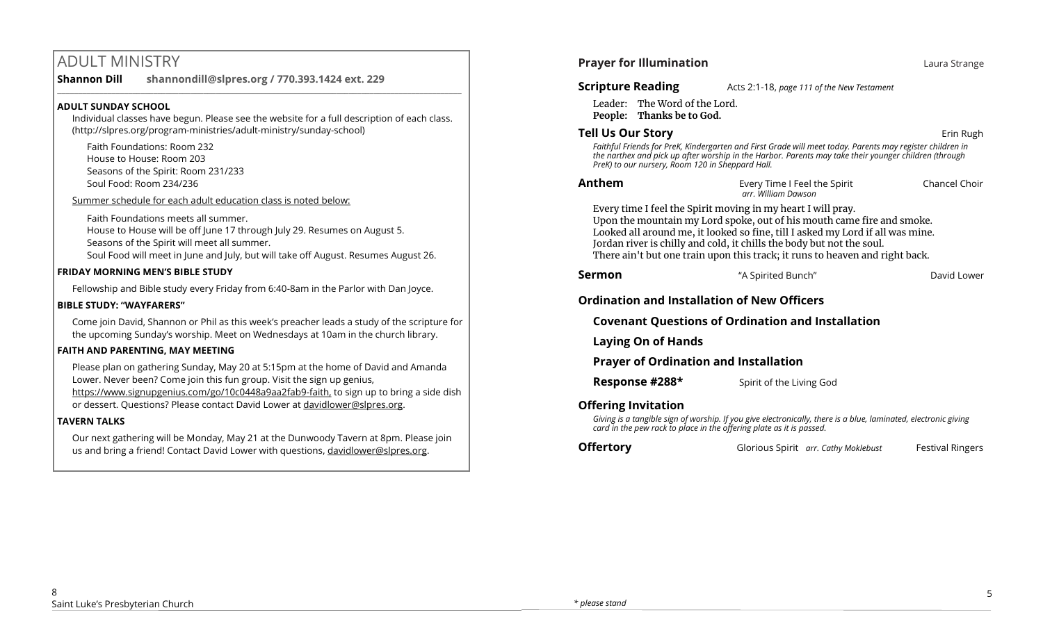## ADULT MINISTRY

**Shannon Dill** **shannondill@slpres.org / 770.393.1424 ext. 229**

**ADULT SUNDAY SCHOOL**

Individual classes have begun. Please see the website for a full description of each class. (http://slpres.org/program-ministries/adult-ministry/sunday-school)

Faith Foundations: Room 232
House to House: Room 203
Seasons of the Spirit: Room 231/233
Soul Food: Room 234/236

Summer schedule for each adult education class is noted below:

Faith Foundations meets all summer.
House to House will be off June 17 through July 29. Resumes on August 5.
Seasons of the Spirit will meet all summer.
Soul Food will meet in June and July, but will take off August. Resumes August 26.

**FRIDAY MORNING MEN'S BIBLE STUDY**

Fellowship and Bible study every Friday from 6:40-8am in the Parlor with Dan Joyce.

**BIBLE STUDY: "WAYFARERS"**

Come join David, Shannon or Phil as this week's preacher leads a study of the scripture for the upcoming Sunday's worship. Meet on Wednesdays at 10am in the church library.

**FAITH AND PARENTING, MAY MEETING**

Please plan on gathering Sunday, May 20 at 5:15pm at the home of David and Amanda Lower. Never been? Come join this fun group. Visit the sign up genius, https://www.signupgenius.com/go/10c0448a9aa2fab9-faith, to sign up to bring a side dish or dessert. Questions? Please contact David Lower at davidlower@slpres.org.

**TAVERN TALKS**

Our next gathering will be Monday, May 21 at the Dunwoody Tavern at 8pm. Please join us and bring a friend! Contact David Lower with questions, davidlower@slpres.org.

**Prayer for Illumination** Laura Strange

**Scripture Reading** Acts 2:1-18, *page 111 of the New Testament*

Leader: The Word of the Lord.
**People: Thanks be to God.**

**Tell Us Our Story** Erin Rugh

*Faithful Friends for PreK, Kindergarten and First Grade will meet today. Parents may register children in the narthex and pick up after worship in the Harbor. Parents may take their younger children (through PreK) to our nursery, Room 120 in Sheppard Hall.*

**Anthem** Every Time I Feel the Spirit *arr. William Dawson* Chancel Choir

Every time I feel the Spirit moving in my heart I will pray.
Upon the mountain my Lord spoke, out of his mouth came fire and smoke.
Looked all around me, it looked so fine, till I asked my Lord if all was mine.
Jordan river is chilly and cold, it chills the body but not the soul.
There ain't but one train upon this track; it runs to heaven and right back.

**Sermon** "A Spirited Bunch" David Lower

**Ordination and Installation of New Officers**

**Covenant Questions of Ordination and Installation**

**Laying On of Hands**

**Prayer of Ordination and Installation**

**Response #288*** Spirit of the Living God

**Offering Invitation**

*Giving is a tangible sign of worship. If you give electronically, there is a blue, laminated, electronic giving card in the pew rack to place in the offering plate as it is passed.*

**Offertory** Glorious Spirit *arr. Cathy Moklebust* Festival Ringers

*\* please stand*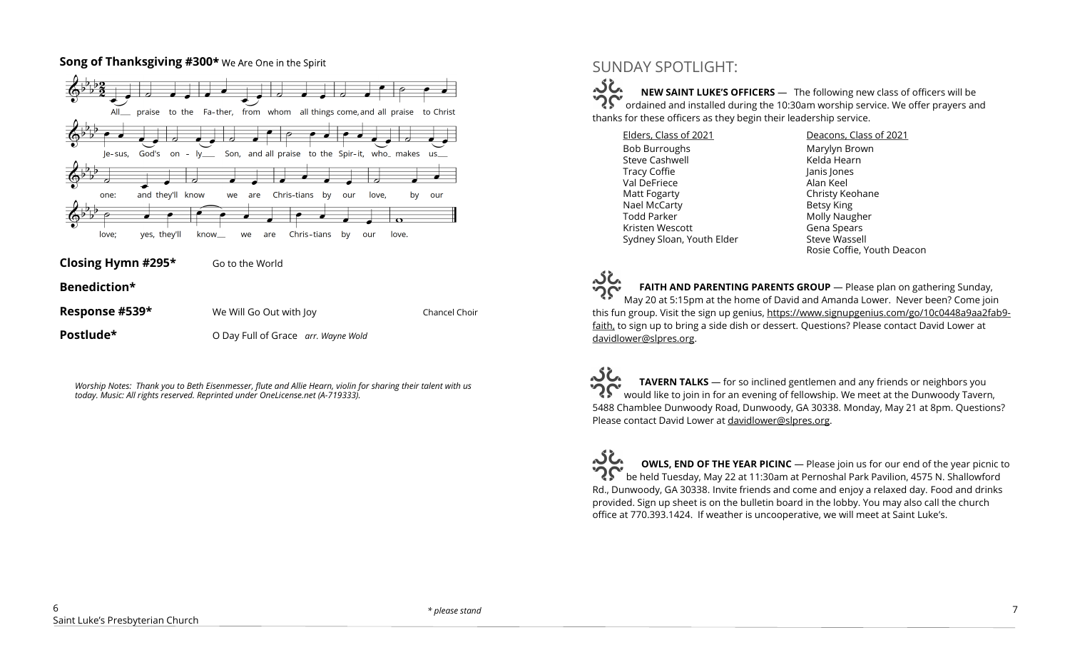**Song of Thanksgiving #300*** We Are One in the Spirit

All___ praise to the Fa-ther, from whom all things come, and all praise to Christ Je-sus, God's on - ly___ Son, and all praise to the Spir-it, who_ makes us___ one: and they'll know we are Chris-tians by our love, by our love; yes, they'll know___ we are Chris-tians by our love.

**Closing Hymn #295*** Go to the World

**Benediction***

**Response #539*** We Will Go Out with Joy — Chancel Choir

**Postlude*** O Day Full of Grace *arr. Wayne Wold*

*Worship Notes: Thank you to Beth Eisenmesser, flute and Allie Hearn, violin for sharing their talent with us today. Music: All rights reserved. Reprinted under OneLicense.net (A-719333).*

*\* please stand*

## SUNDAY SPOTLIGHT:

**NEW SAINT LUKE'S OFFICERS** — The following new class of officers will be ordained and installed during the 10:30am worship service. We offer prayers and thanks for these officers as they begin their leadership service.

| Elders, Class of 2021 | Deacons, Class of 2021 |
|---|---|
| Bob Burroughs | Marylyn Brown |
| Steve Cashwell | Kelda Hearn |
| Tracy Coffie | Janis Jones |
| Val DeFriece | Alan Keel |
| Matt Fogarty | Christy Keohane |
| Nael McCarty | Betsy King |
| Todd Parker | Molly Naugher |
| Kristen Wescott | Gena Spears |
| Sydney Sloan, Youth Elder | Steve Wassell |
| | Rosie Coffie, Youth Deacon |

**FAITH AND PARENTING PARENTS GROUP** — Please plan on gathering Sunday, May 20 at 5:15pm at the home of David and Amanda Lower. Never been? Come join this fun group. Visit the sign up genius, https://www.signupgenius.com/go/10c0448a9aa2fab9-faith, to sign up to bring a side dish or dessert. Questions? Please contact David Lower at davidlower@slpres.org.

**TAVERN TALKS** — for so inclined gentlemen and any friends or neighbors you would like to join in for an evening of fellowship. We meet at the Dunwoody Tavern, 5488 Chamblee Dunwoody Road, Dunwoody, GA 30338. Monday, May 21 at 8pm. Questions? Please contact David Lower at davidlower@slpres.org.

**OWLS, END OF THE YEAR PICINC** — Please join us for our end of the year picnic to be held Tuesday, May 22 at 11:30am at Pernoshal Park Pavilion, 4575 N. Shallowford Rd., Dunwoody, GA 30338. Invite friends and come and enjoy a relaxed day. Food and drinks provided. Sign up sheet is on the bulletin board in the lobby. You may also call the church office at 770.393.1424. If weather is uncooperative, we will meet at Saint Luke's.